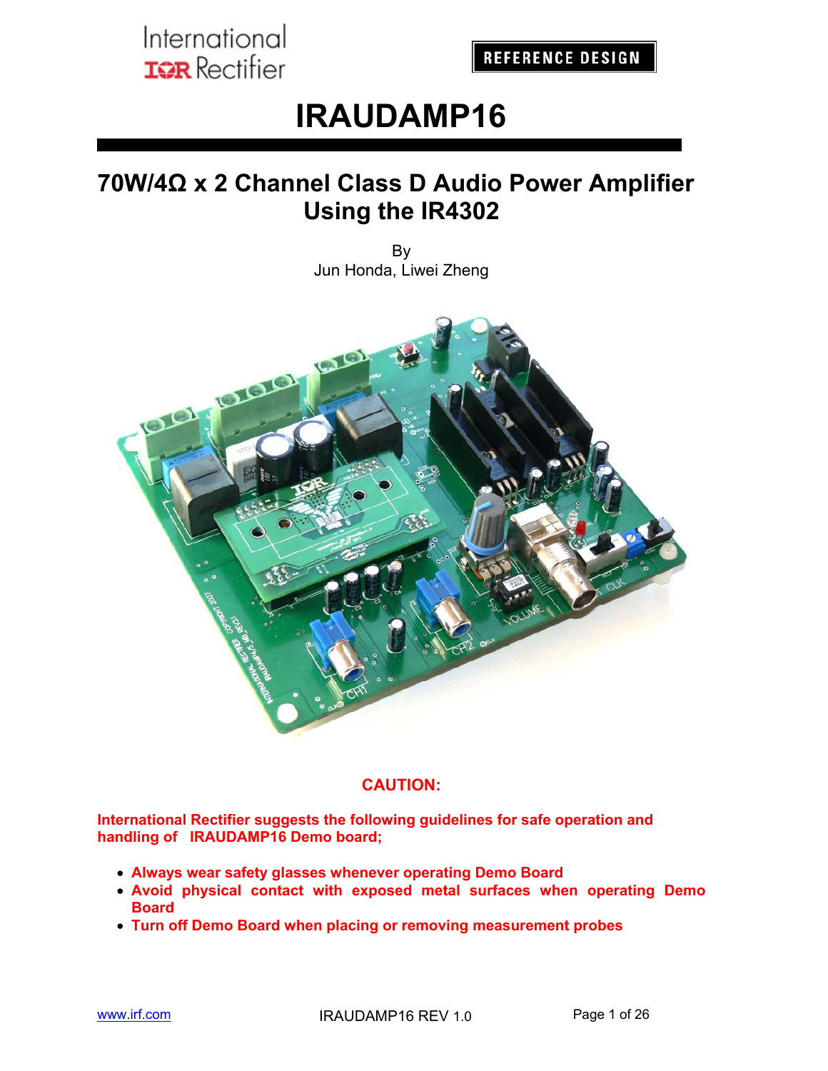International
IOR Rectifier

REFERENCE DESIGN

# IRAUDAMP16

## 70W/4Ω x 2 Channel Class D Audio Power Amplifier Using the IR4302

By
Jun Honda, Liwei Zheng

**CAUTION:**

**International Rectifier suggests the following guidelines for safe operation and handling of IRAUDAMP16 Demo board;**

- **Always wear safety glasses whenever operating Demo Board**
- **Avoid physical contact with exposed metal surfaces when operating Demo Board**
- **Turn off Demo Board when placing or removing measurement probes**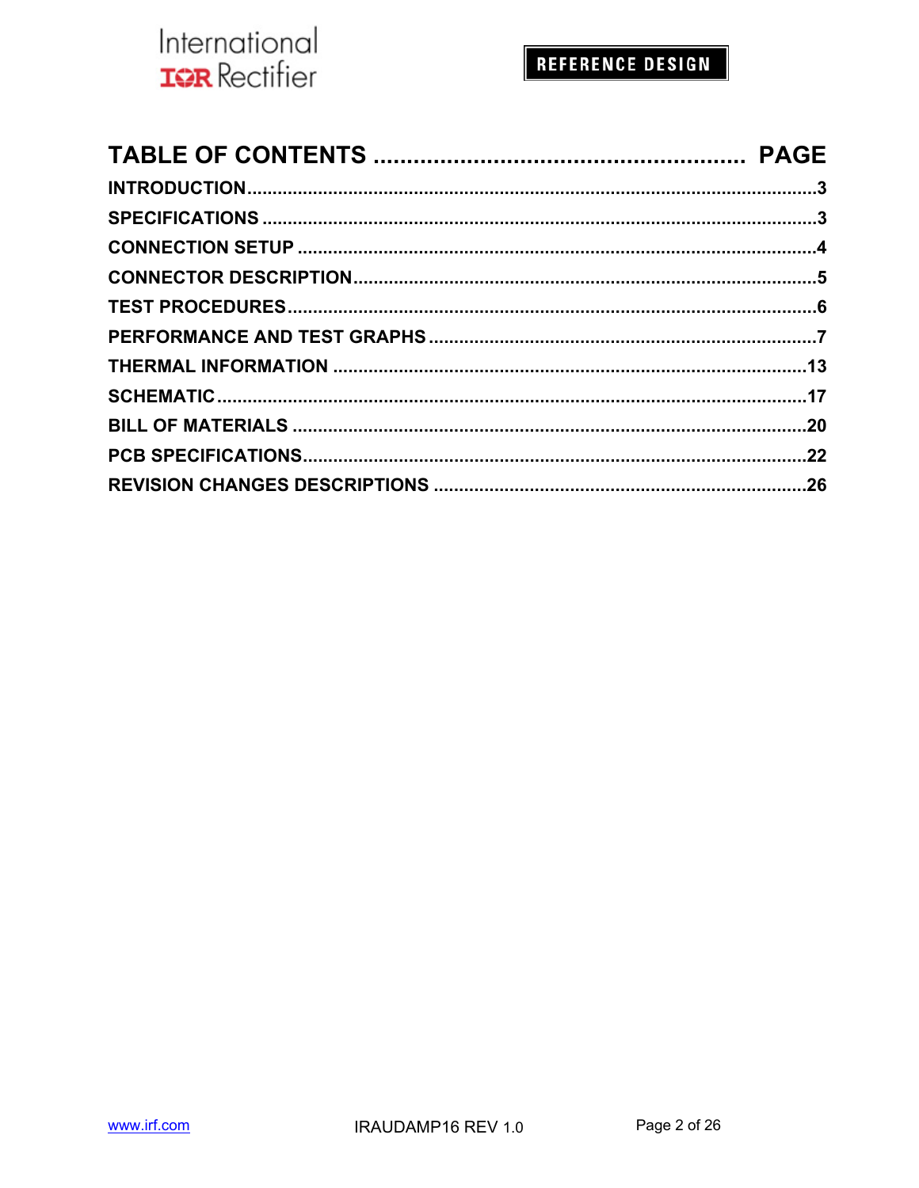# TABLE OF CONTENTS ........................................................ PAGE

**INTRODUCTION**...........................................................................................................3

**SPECIFICATIONS** ........................................................................................................3

**CONNECTION SETUP** .................................................................................................4

**CONNECTOR DESCRIPTION**......................................................................................5

**TEST PROCEDURES**...................................................................................................6

**PERFORMANCE AND TEST GRAPHS** ......................................................................7

**THERMAL INFORMATION** .........................................................................................13

**SCHEMATIC**.................................................................................................................17

**BILL OF MATERIALS** ..................................................................................................20

**PCB SPECIFICATIONS**................................................................................................22

**REVISION CHANGES DESCRIPTIONS** .....................................................................26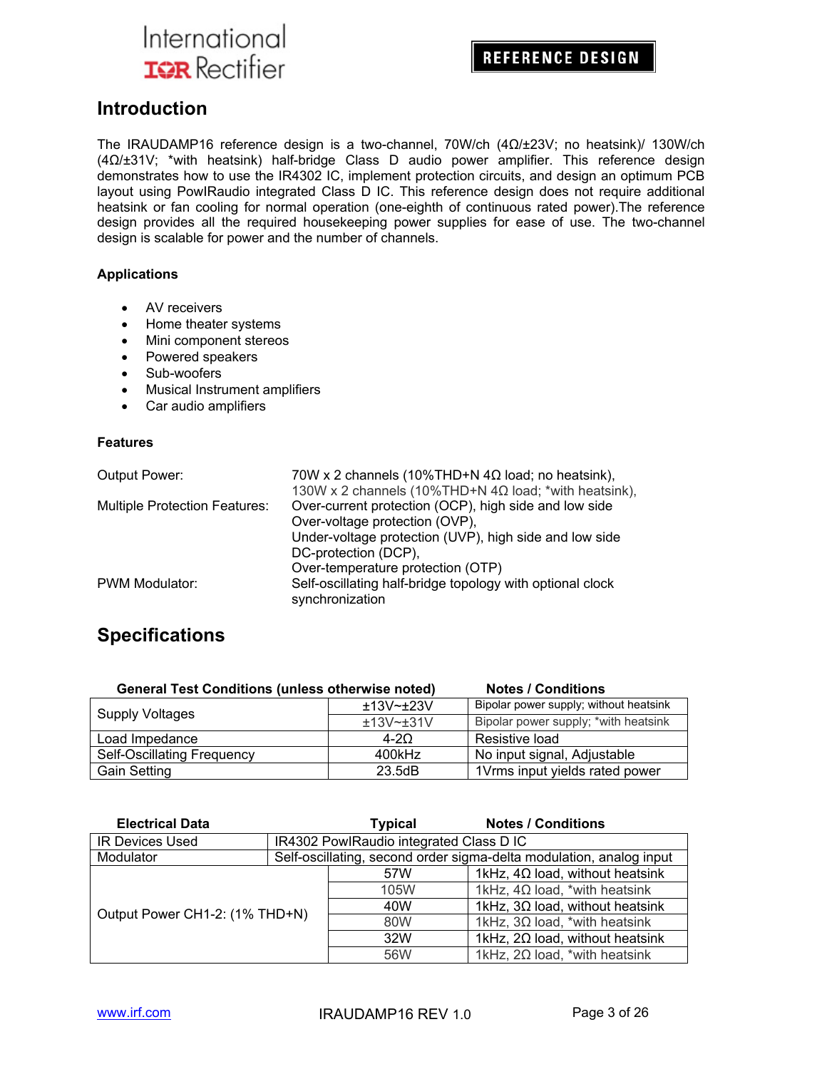## Introduction

The IRAUDAMP16 reference design is a two-channel, 70W/ch (4Ω/±23V; no heatsink)/ 130W/ch (4Ω/±31V; *with heatsink) half-bridge Class D audio power amplifier. This reference design demonstrates how to use the IR4302 IC, implement protection circuits, and design an optimum PCB layout using PowIRaudio integrated Class D IC. This reference design does not require additional heatsink or fan cooling for normal operation (one-eighth of continuous rated power).The reference design provides all the required housekeeping power supplies for ease of use. The two-channel design is scalable for power and the number of channels.

### Applications

- AV receivers
- Home theater systems
- Mini component stereos
- Powered speakers
- Sub-woofers
- Musical Instrument amplifiers
- Car audio amplifiers

### Features

| | |
|---|---|
| Output Power: | 70W x 2 channels (10%THD+N 4Ω load; no heatsink),<br>130W x 2 channels (10%THD+N 4Ω load; *with heatsink), |
| Multiple Protection Features: | Over-current protection (OCP), high side and low side<br>Over-voltage protection (OVP),<br>Under-voltage protection (UVP), high side and low side<br>DC-protection (DCP),<br>Over-temperature protection (OTP) |
| PWM Modulator: | Self-oscillating half-bridge topology with optional clock synchronization |

## Specifications

| General Test Conditions (unless otherwise noted) | | Notes / Conditions |
|---|---|---|
| Supply Voltages | ±13V~±23V | Bipolar power supply; without heatsink |
| | ±13V~±31V | Bipolar power supply; *with heatsink |
| Load Impedance | 4-2Ω | Resistive load |
| Self-Oscillating Frequency | 400kHz | No input signal, Adjustable |
| Gain Setting | 23.5dB | 1Vrms input yields rated power |

| Electrical Data | Typical | Notes / Conditions |
|---|---|---|
| IR Devices Used | IR4302 PowIRaudio integrated Class D IC | |
| Modulator | Self-oscillating, second order sigma-delta modulation, analog input | |
| Output Power CH1-2: (1% THD+N) | 57W | 1kHz, 4Ω load, without heatsink |
| | 105W | 1kHz, 4Ω load, *with heatsink |
| | 40W | 1kHz, 3Ω load, without heatsink |
| | 80W | 1kHz, 3Ω load, *with heatsink |
| | 32W | 1kHz, 2Ω load, without heatsink |
| | 56W | 1kHz, 2Ω load, *with heatsink |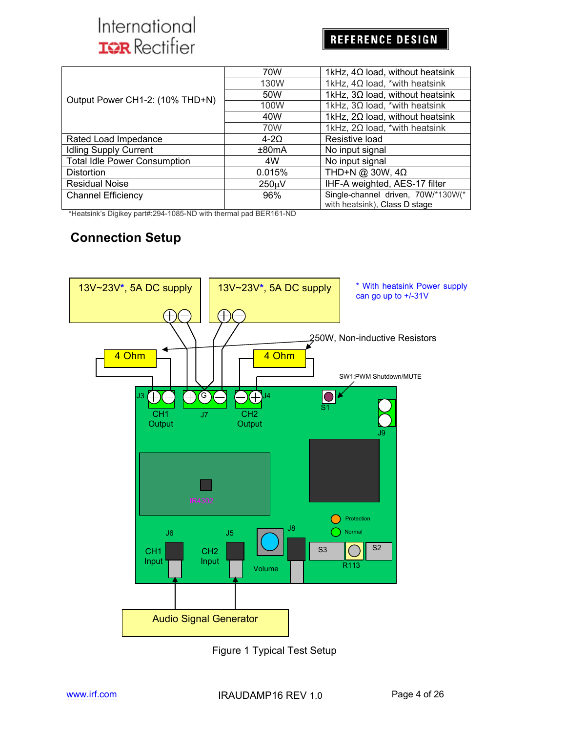| | | |
|---|---|---|
| Output Power CH1-2: (10% THD+N) | 70W | 1kHz, 4Ω load, without heatsink |
| | 130W | 1kHz, 4Ω load, *with heatsink |
| | 50W | 1kHz, 3Ω load, without heatsink |
| | 100W | 1kHz, 3Ω load, *with heatsink |
| | 40W | 1kHz, 2Ω load, without heatsink |
| | 70W | 1kHz, 2Ω load, *with heatsink |
| Rated Load Impedance | 4-2Ω | Resistive load |
| Idling Supply Current | ±80mA | No input signal |
| Total Idle Power Consumption | 4W | No input signal |
| Distortion | 0.015% | THD+N @ 30W, 4Ω |
| Residual Noise | 250µV | IHF-A weighted, AES-17 filter |
| Channel Efficiency | 96% | Single-channel driven, 70W/*130W(*with heatsink), Class D stage |

*Heatsink's Digikey part#:294-1085-ND with thermal pad BER161-ND

## Connection Setup

13V~23V*, 5A DC supply

13V~23V*, 5A DC supply

* With heatsink Power supply can go up to +/-31V

250W, Non-inductive Resistors

4 Ohm

4 Ohm

SW1:PWM Shutdown/MUTE

J3 CH1 Output, J7, CH2 Output J4, S1, J9

IR4302

Protection, Normal

J6 CH1 Input, J5 CH2 Input, Volume, J8, S3, R113, S2

Audio Signal Generator

Figure 1 Typical Test Setup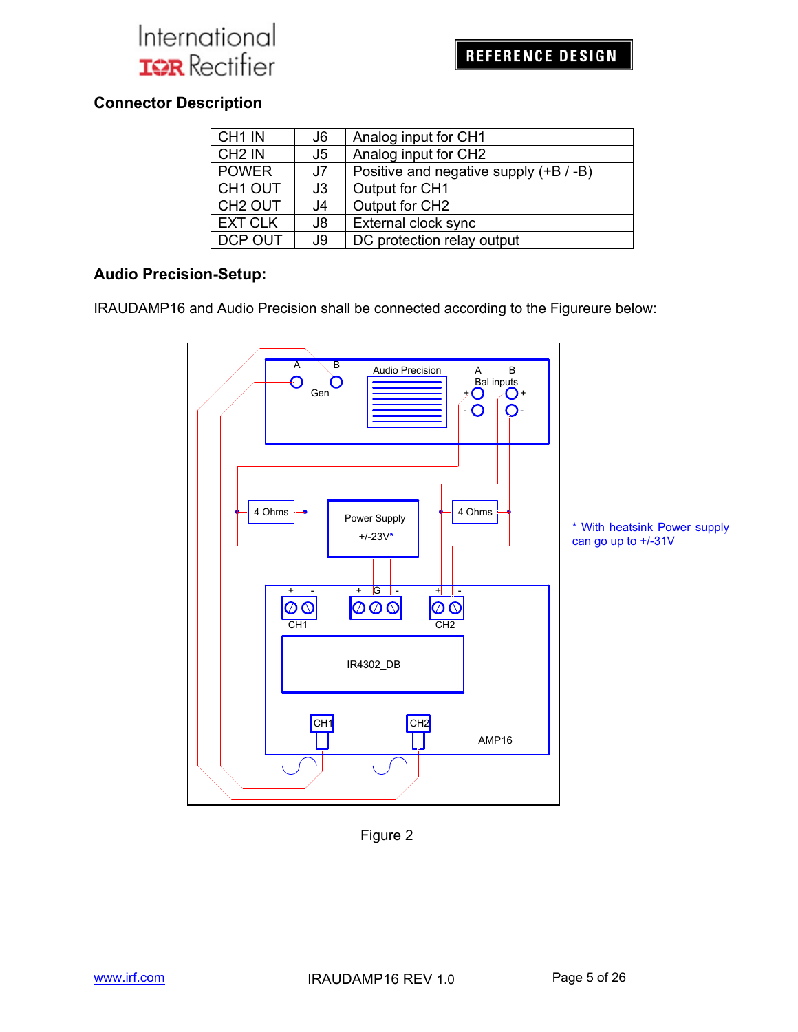## Connector Description

| | | |
|---|---|---|
| CH1 IN | J6 | Analog input for CH1 |
| CH2 IN | J5 | Analog input for CH2 |
| POWER | J7 | Positive and negative supply (+B / -B) |
| CH1 OUT | J3 | Output for CH1 |
| CH2 OUT | J4 | Output for CH2 |
| EXT CLK | J8 | External clock sync |
| DCP OUT | J9 | DC protection relay output |

## Audio Precision-Setup:

IRAUDAMP16 and Audio Precision shall be connected according to the Figureure below:

\* With heatsink Power supply can go up to +/-31V

Figure 2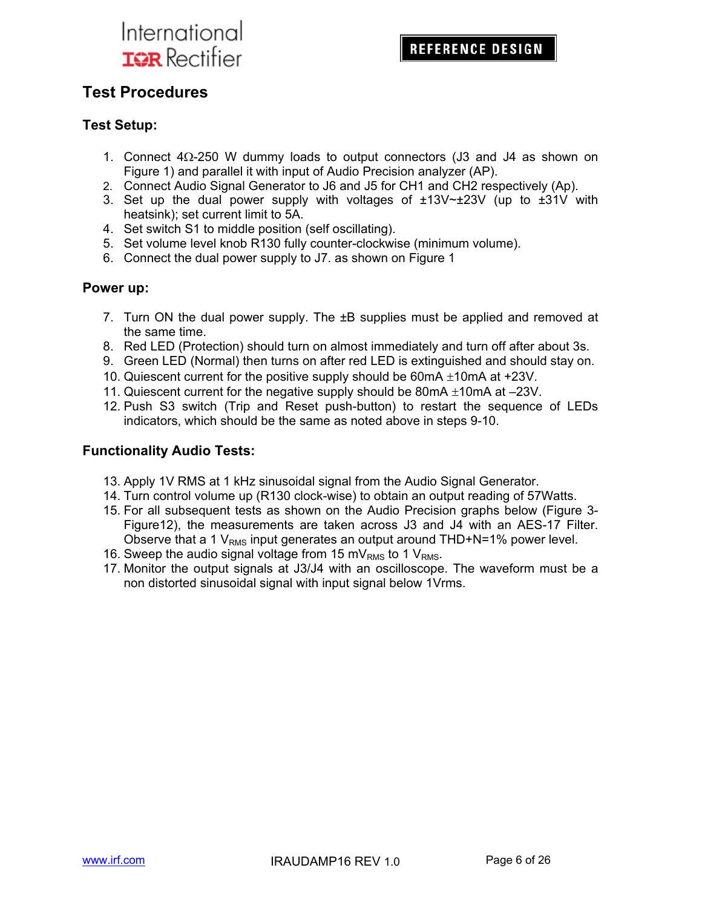## Test Procedures

### Test Setup:

1. Connect 4Ω-250 W dummy loads to output connectors (J3 and J4 as shown on Figure 1) and parallel it with input of Audio Precision analyzer (AP).
2. Connect Audio Signal Generator to J6 and J5 for CH1 and CH2 respectively (Ap).
3. Set up the dual power supply with voltages of ±13V~±23V (up to ±31V with heatsink); set current limit to 5A.
4. Set switch S1 to middle position (self oscillating).
5. Set volume level knob R130 fully counter-clockwise (minimum volume).
6. Connect the dual power supply to J7. as shown on Figure 1

### Power up:

7. Turn ON the dual power supply. The ±B supplies must be applied and removed at the same time.
8. Red LED (Protection) should turn on almost immediately and turn off after about 3s.
9. Green LED (Normal) then turns on after red LED is extinguished and should stay on.
10. Quiescent current for the positive supply should be 60mA ±10mA at +23V.
11. Quiescent current for the negative supply should be 80mA ±10mA at –23V.
12. Push S3 switch (Trip and Reset push-button) to restart the sequence of LEDs indicators, which should be the same as noted above in steps 9-10.

### Functionality Audio Tests:

13. Apply 1V RMS at 1 kHz sinusoidal signal from the Audio Signal Generator.
14. Turn control volume up (R130 clock-wise) to obtain an output reading of 57Watts.
15. For all subsequent tests as shown on the Audio Precision graphs below (Figure 3-Figure12), the measurements are taken across J3 and J4 with an AES-17 Filter. Observe that a 1 $V_{RMS}$ input generates an output around THD+N=1% power level.
16. Sweep the audio signal voltage from 15 $mV_{RMS}$ to 1 $V_{RMS}$.
17. Monitor the output signals at J3/J4 with an oscilloscope. The waveform must be a non distorted sinusoidal signal with input signal below 1Vrms.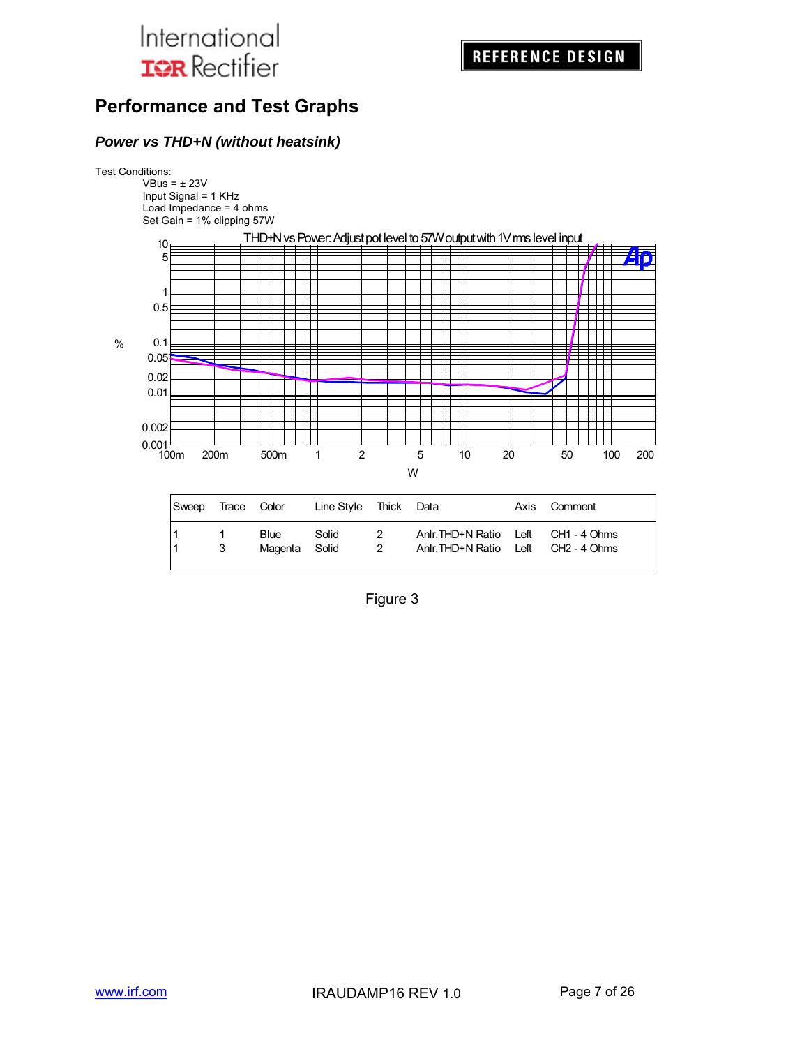## Performance and Test Graphs

### *Power vs THD+N (without heatsink)*

Test Conditions:

VBus = ± 23V
Input Signal = 1 KHz
Load Impedance = 4 ohms
Set Gain = 1% clipping 57W

THD+N vs Power: Adjust pot level to 57W output with 1V rms level input

| Sweep | Trace | Color | Line Style | Thick | Data | Axis | Comment |
|---|---|---|---|---|---|---|---|
| 1 | 1 | Blue | Solid | 2 | Anlr.THD+N Ratio | Left | CH1 - 4 Ohms |
| 1 | 3 | Magenta | Solid | 2 | Anlr.THD+N Ratio | Left | CH2 - 4 Ohms |

Figure 3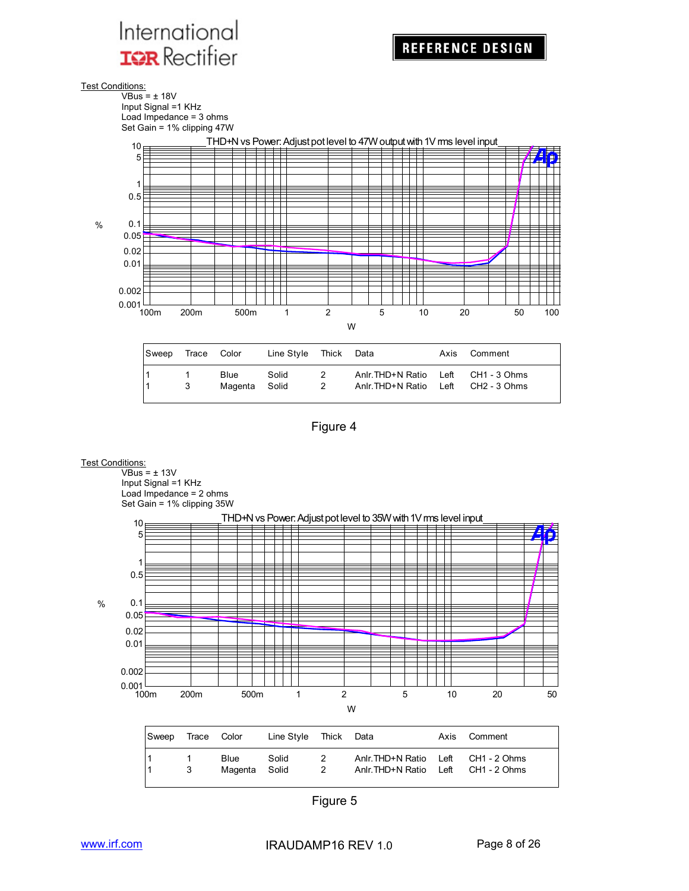Test Conditions:

VBus = ± 18V
Input Signal =1 KHz
Load Impedance = 3 ohms
Set Gain = 1% clipping 47W

THD+N vs Power: Adjust pot level to 47W output with 1V rms level input

| Sweep | Trace | Color | Line Style | Thick | Data | Axis | Comment |
|---|---|---|---|---|---|---|---|
| 1 | 1 | Blue | Solid | 2 | Anlr.THD+N Ratio | Left | CH1 - 3 Ohms |
| 1 | 3 | Magenta | Solid | 2 | Anlr.THD+N Ratio | Left | CH2 - 3 Ohms |

Figure 4

Test Conditions:

VBus = ± 13V
Input Signal =1 KHz
Load Impedance = 2 ohms
Set Gain = 1% clipping 35W

THD+N vs Power: Adjust pot level to 35W with 1V rms level input

| Sweep | Trace | Color | Line Style | Thick | Data | Axis | Comment |
|---|---|---|---|---|---|---|---|
| 1 | 1 | Blue | Solid | 2 | Anlr.THD+N Ratio | Left | CH1 - 2 Ohms |
| 1 | 3 | Magenta | Solid | 2 | Anlr.THD+N Ratio | Left | CH1 - 2 Ohms |

Figure 5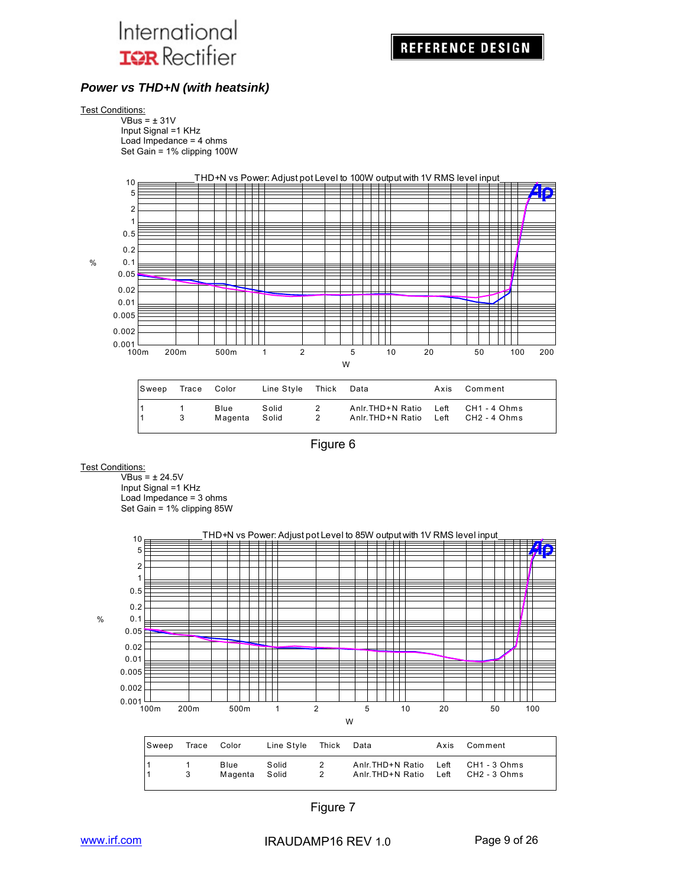## *Power vs THD+N (with heatsink)*

Test Conditions:

VBus = ± 31V
Input Signal =1 KHz
Load Impedance = 4 ohms
Set Gain = 1% clipping 100W

THD+N vs Power: Adjust pot Level to 100W output with 1V RMS level input

| Sweep | Trace | Color | Line Style | Thick | Data | Axis | Comment |
|---|---|---|---|---|---|---|---|
| 1 | 1 | Blue | Solid | 2 | Anlr.THD+N Ratio | Left | CH1 - 4 Ohms |
| 1 | 3 | Magenta | Solid | 2 | Anlr.THD+N Ratio | Left | CH2 - 4 Ohms |

Figure 6

Test Conditions:

VBus = ± 24.5V
Input Signal =1 KHz
Load Impedance = 3 ohms
Set Gain = 1% clipping 85W

THD+N vs Power: Adjust pot Level to 85W output with 1V RMS level input

| Sweep | Trace | Color | Line Style | Thick | Data | Axis | Comment |
|---|---|---|---|---|---|---|---|
| 1 | 1 | Blue | Solid | 2 | Anlr.THD+N Ratio | Left | CH1 - 3 Ohms |
| 1 | 3 | Magenta | Solid | 2 | Anlr.THD+N Ratio | Left | CH2 - 3 Ohms |

Figure 7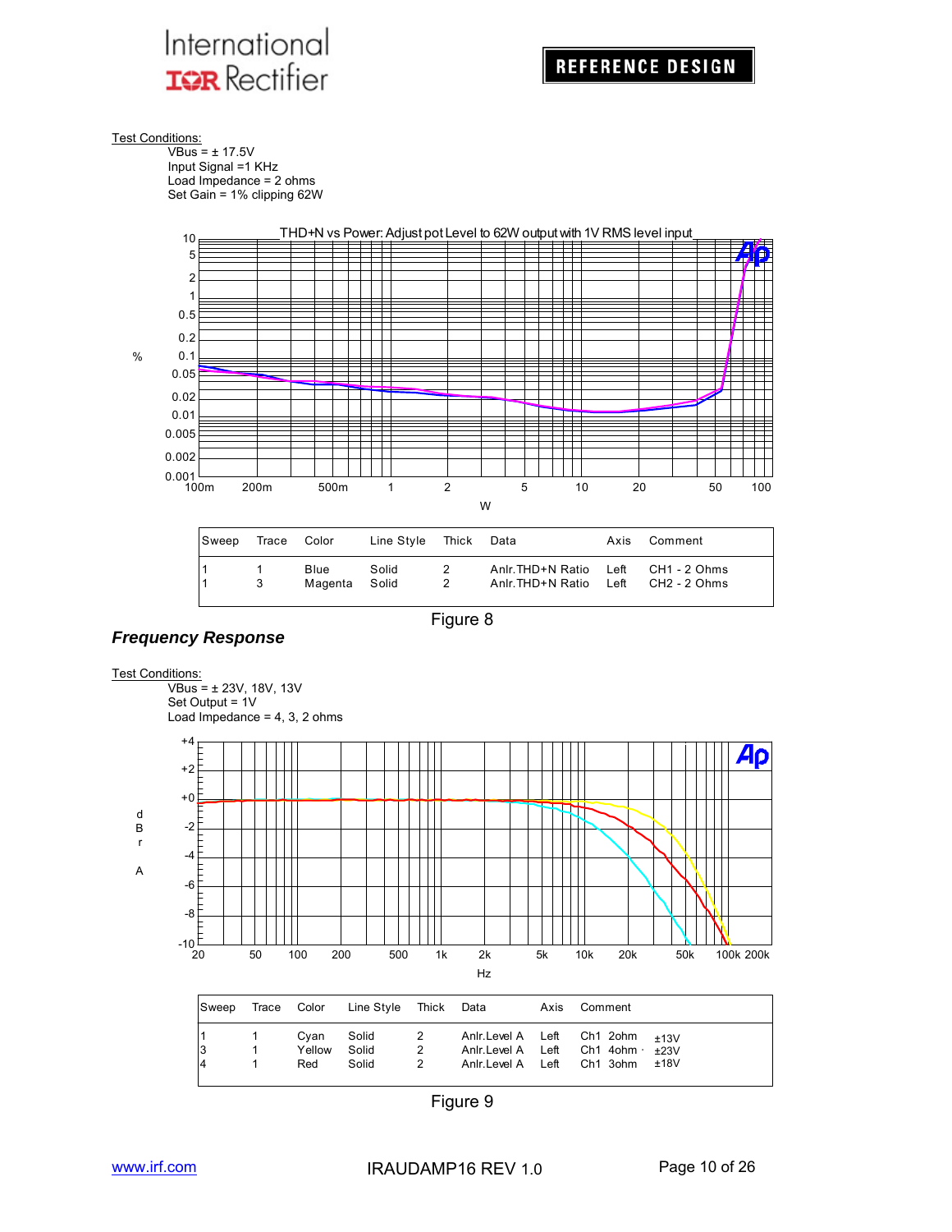Test Conditions:

VBus = ± 17.5V
Input Signal =1 KHz
Load Impedance = 2 ohms
Set Gain = 1% clipping 62W

THD+N vs Power: Adjust pot Level to 62W output with 1V RMS level input

| Sweep | Trace | Color | Line Style | Thick | Data | Axis | Comment |
|---|---|---|---|---|---|---|---|
| 1 | 1 | Blue | Solid | 2 | Anlr.THD+N Ratio | Left | CH1 - 2 Ohms |
| 1 | 3 | Magenta | Solid | 2 | Anlr.THD+N Ratio | Left | CH2 - 2 Ohms |

Figure 8

### *Frequency Response*

Test Conditions:

VBus = ± 23V, 18V, 13V
Set Output = 1V
Load Impedance = 4, 3, 2 ohms

| Sweep | Trace | Color | Line Style | Thick | Data | Axis | Comment |
|---|---|---|---|---|---|---|---|
| 1 | 1 | Cyan | Solid | 2 | Anlr.Level A | Left | Ch1 2ohm ±13V |
| 3 | 1 | Yellow | Solid | 2 | Anlr.Level A | Left | Ch1 4ohm ±23V |
| 4 | 1 | Red | Solid | 2 | Anlr.Level A | Left | Ch1 3ohm ±18V |

Figure 9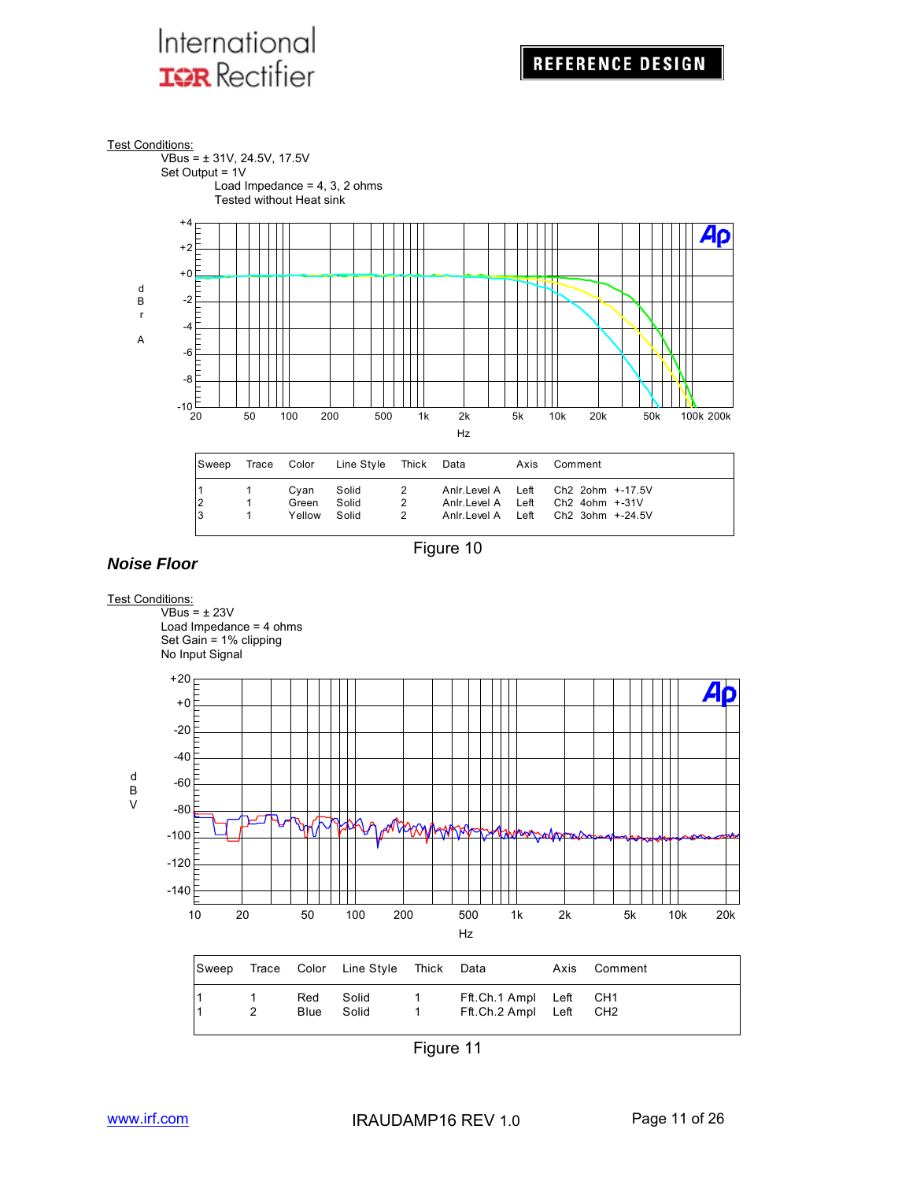Test Conditions:

VBus = ± 31V, 24.5V, 17.5V

Set Output = 1V

Load Impedance = 4, 3, 2 ohms

Tested without Heat sink

| Sweep | Trace | Color | Line Style | Thick | Data | Axis | Comment |
|---|---|---|---|---|---|---|---|
| 1 | 1 | Cyan | Solid | 2 | Anlr.Level A | Left | Ch2 2ohm +-17.5V |
| 2 | 1 | Green | Solid | 2 | Anlr.Level A | Left | Ch2 4ohm +-31V |
| 3 | 1 | Yellow | Solid | 2 | Anlr.Level A | Left | Ch2 3ohm +-24.5V |

Figure 10

## *Noise Floor*

Test Conditions:

VBus = ± 23V

Load Impedance = 4 ohms

Set Gain = 1% clipping

No Input Signal

| Sweep | Trace | Color | Line Style | Thick | Data | Axis | Comment |
|---|---|---|---|---|---|---|---|
| 1 | 1 | Red | Solid | 1 | Fft.Ch.1 Ampl | Left | CH1 |
| 1 | 2 | Blue | Solid | 1 | Fft.Ch.2 Ampl | Left | CH2 |

Figure 11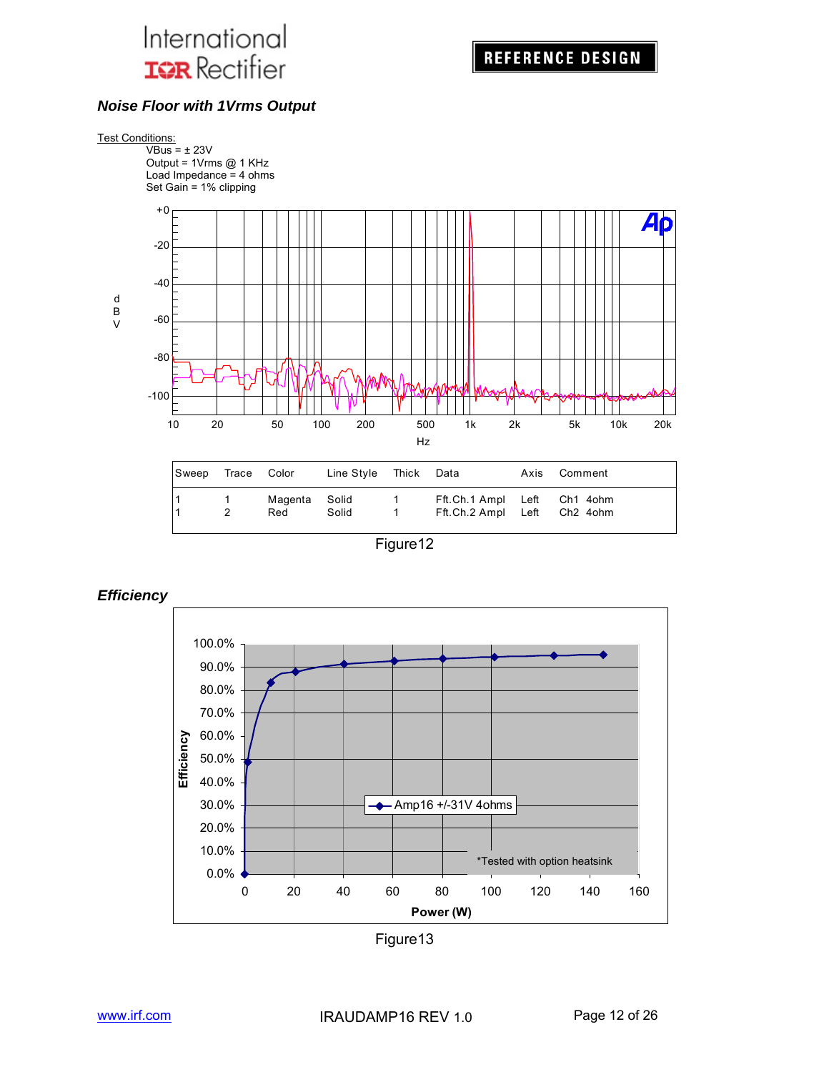### *Noise Floor with 1Vrms Output*

Test Conditions:
VBus = ± 23V
Output = 1Vrms @ 1 KHz
Load Impedance = 4 ohms
Set Gain = 1% clipping

| Sweep | Trace | Color | Line Style | Thick | Data | Axis | Comment |
|---|---|---|---|---|---|---|---|
| 1 | 1 | Magenta | Solid | 1 | Fft.Ch.1 Ampl | Left | Ch1 4ohm |
| 1 | 2 | Red | Solid | 1 | Fft.Ch.2 Ampl | Left | Ch2 4ohm |

Figure12

### *Efficiency*

*Tested with option heatsink

Figure13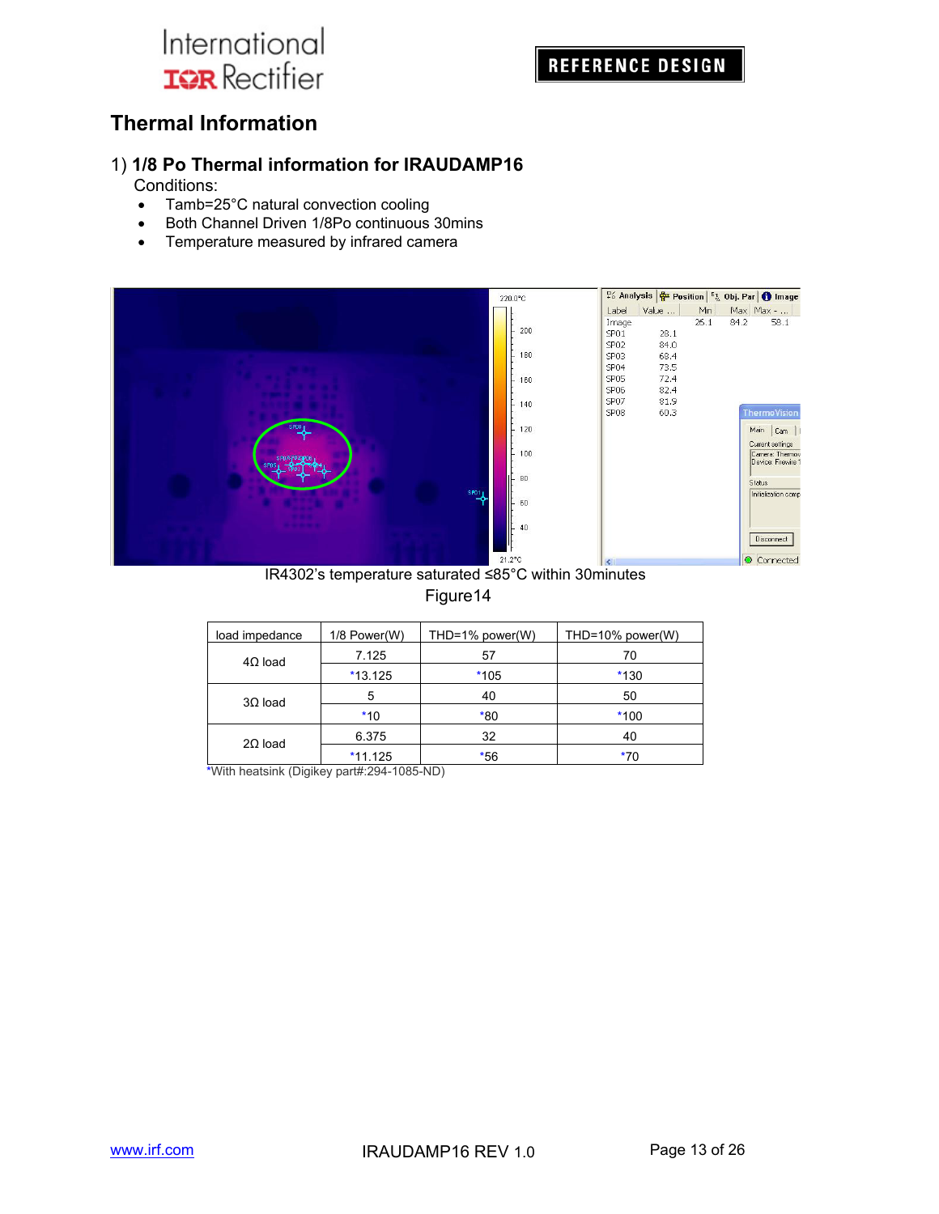## Thermal Information

### 1) 1/8 Po Thermal information for IRAUDAMP16

Conditions:

- Tamb=25°C natural convection cooling
- Both Channel Driven 1/8Po continuous 30mins
- Temperature measured by infrared camera

IR4302's temperature saturated ≤85°C within 30minutes

Figure14

| load impedance | 1/8 Power(W) | THD=1% power(W) | THD=10% power(W) |
|---|---|---|---|
| 4Ω load | 7.125 | 57 | 70 |
| | *13.125 | *105 | *130 |
| 3Ω load | 5 | 40 | 50 |
| | *10 | *80 | *100 |
| 2Ω load | 6.375 | 32 | 40 |
| | *11.125 | *56 | *70 |

*With heatsink (Digikey part#:294-1085-ND)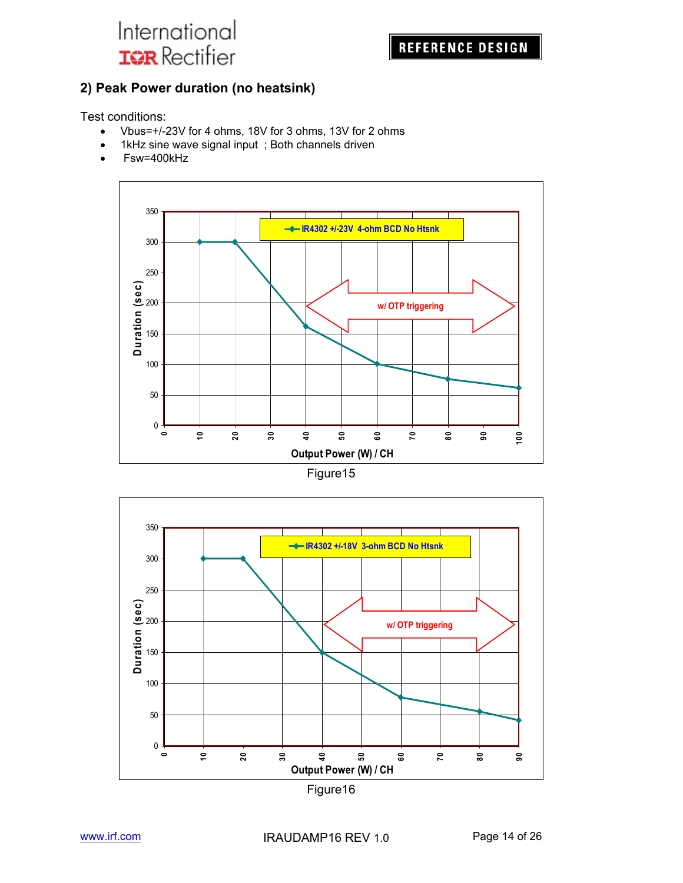## 2) Peak Power duration (no heatsink)

Test conditions:

- Vbus=+/-23V for 4 ohms, 18V for 3 ohms, 13V for 2 ohms
- 1kHz sine wave signal input ; Both channels driven
- Fsw=400kHz

Figure15

Figure16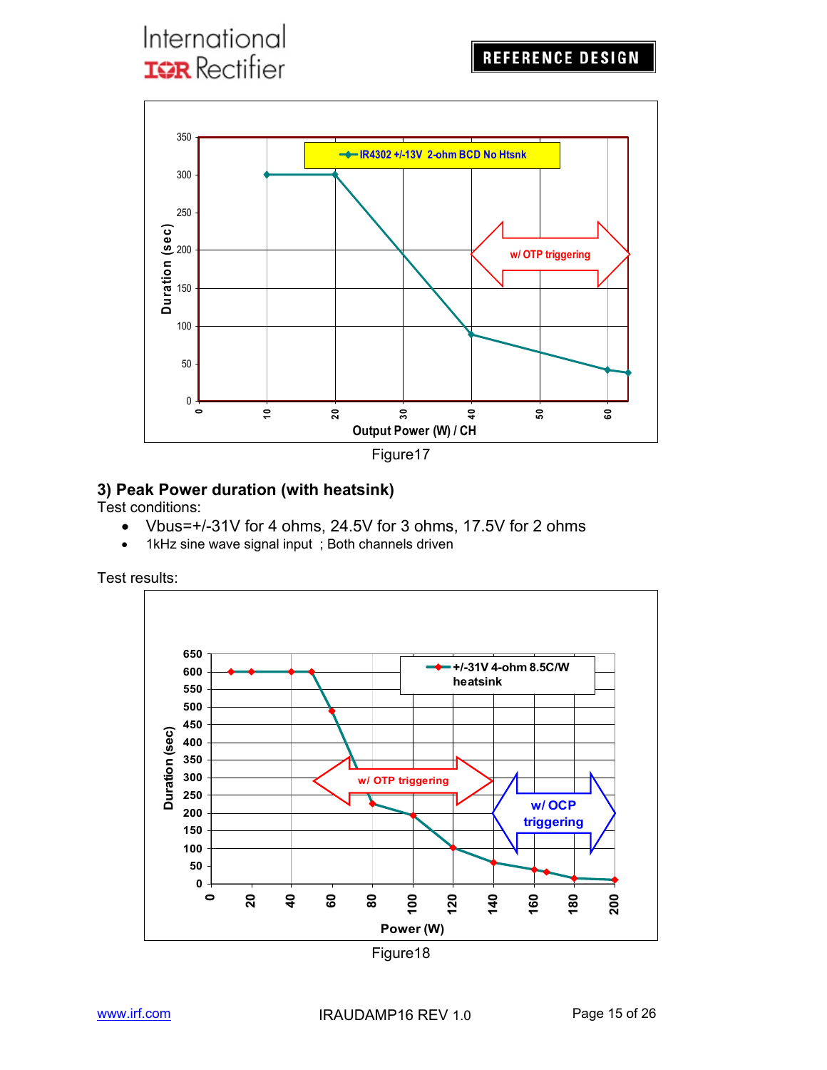Figure17

### 3) Peak Power duration (with heatsink)

Test conditions:

- Vbus=+/-31V for 4 ohms, 24.5V for 3 ohms, 17.5V for 2 ohms
- 1kHz sine wave signal input ; Both channels driven

Test results:

Figure18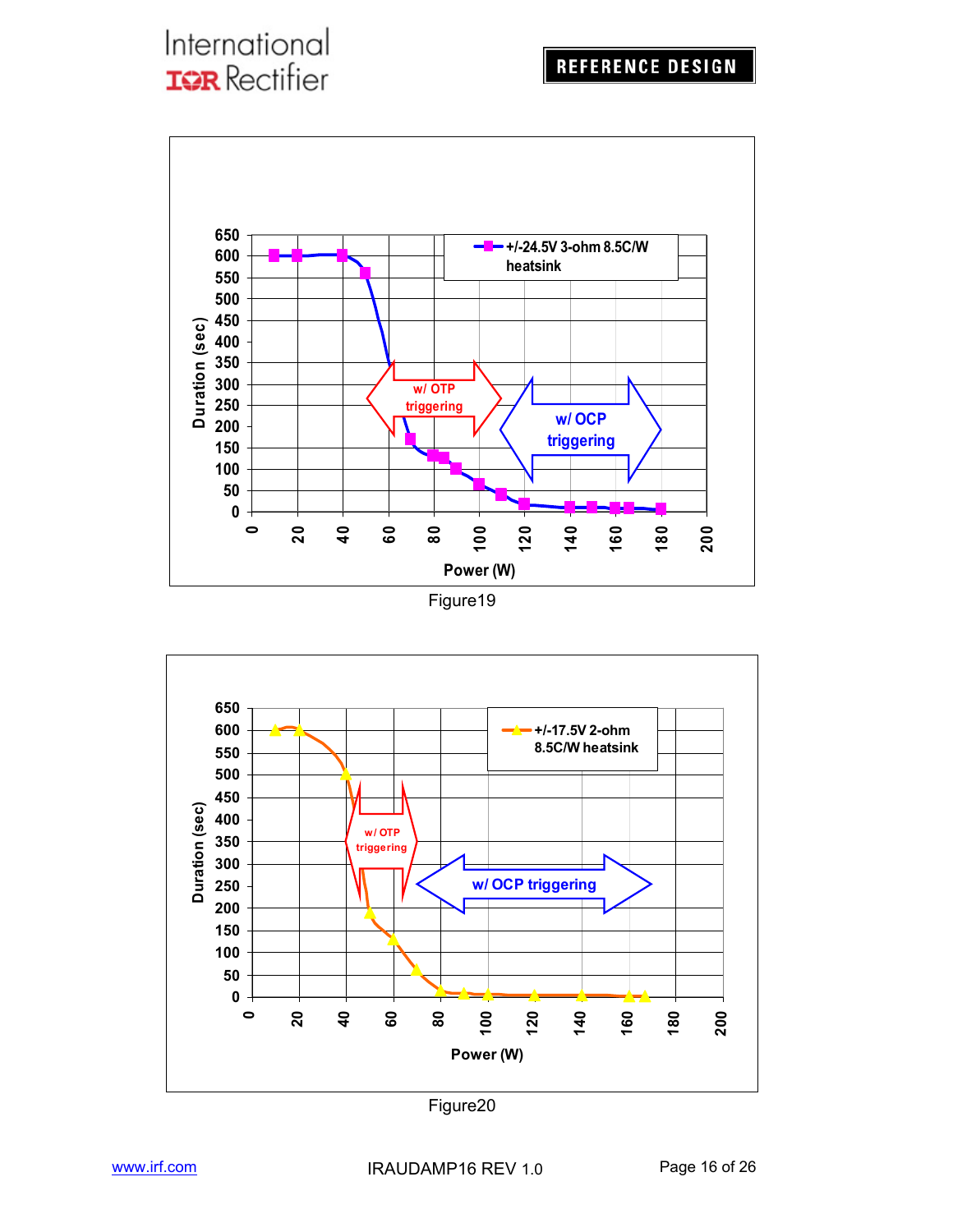Figure19

Figure20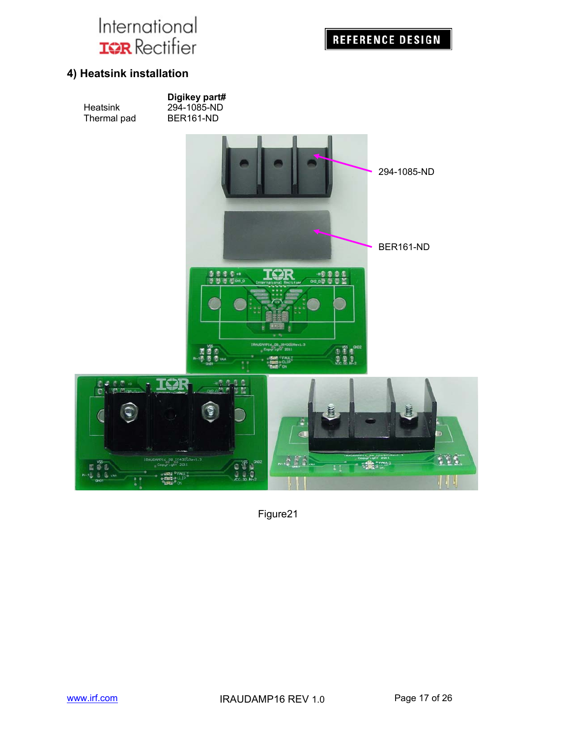## 4) Heatsink installation

| | Digikey part# |
|---|---|
| Heatsink | 294-1085-ND |
| Thermal pad | BER161-ND |

294-1085-ND

BER161-ND

Figure21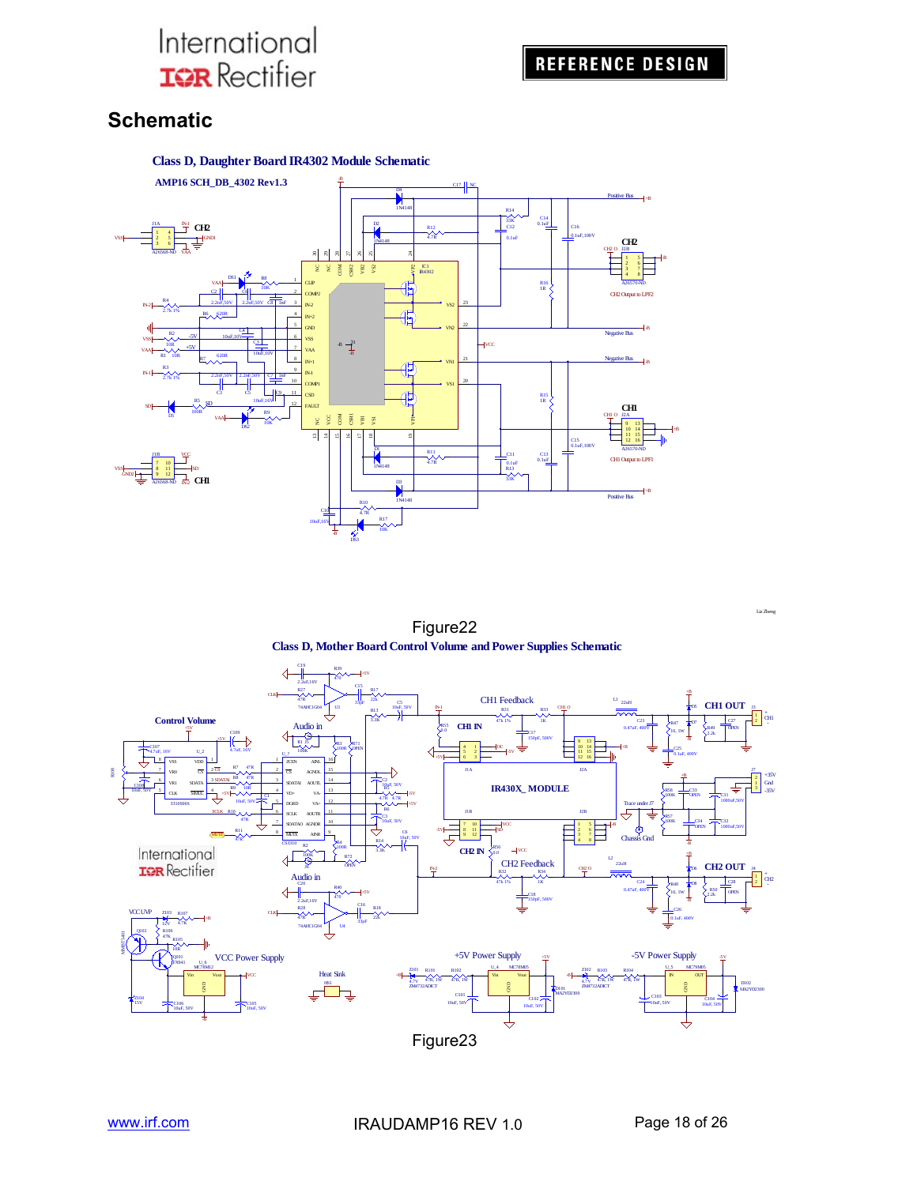## Schematic

### Class D, Daughter Board IR4302 Module Schematic

Figure22

### Class D, Mother Board Control Volume and Power Supplies Schematic

Figure23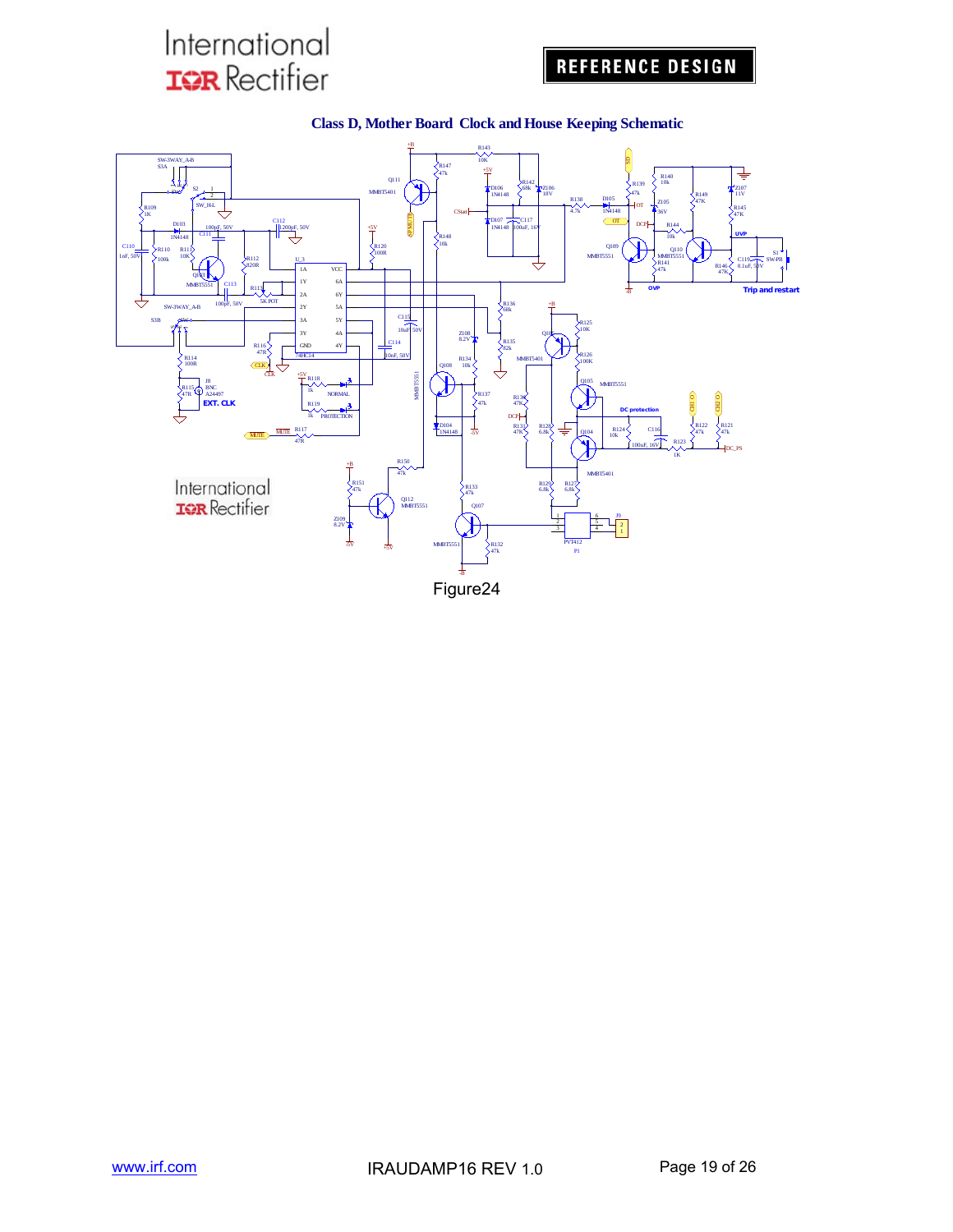# Class D, Mother Board Clock and House Keeping Schematic

Figure24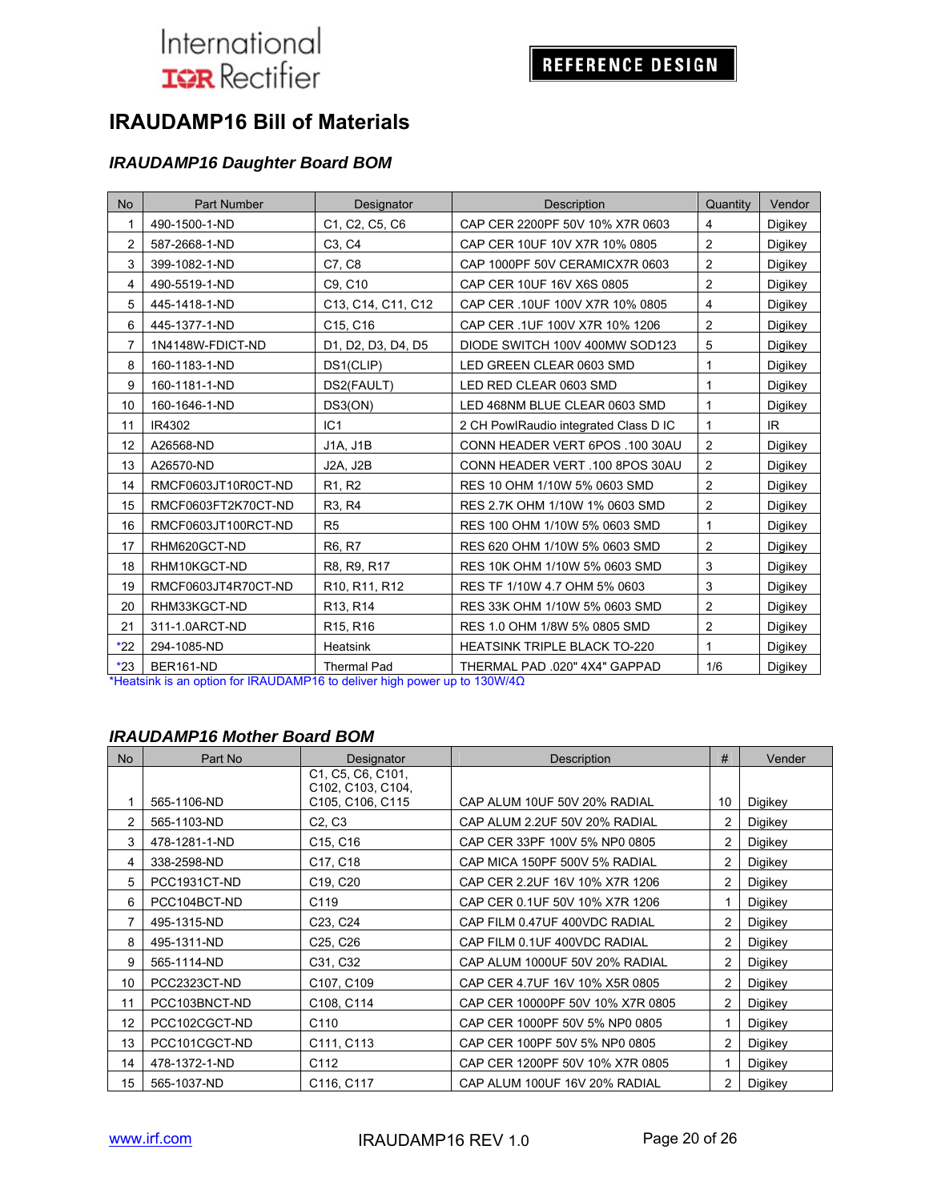# IRAUDAMP16 Bill of Materials

## *IRAUDAMP16 Daughter Board BOM*

| No | Part Number | Designator | Description | Quantity | Vendor |
|---|---|---|---|---|---|
| 1 | 490-1500-1-ND | C1, C2, C5, C6 | CAP CER 2200PF 50V 10% X7R 0603 | 4 | Digikey |
| 2 | 587-2668-1-ND | C3, C4 | CAP CER 10UF 10V X7R 10% 0805 | 2 | Digikey |
| 3 | 399-1082-1-ND | C7, C8 | CAP 1000PF 50V CERAMICX7R 0603 | 2 | Digikey |
| 4 | 490-5519-1-ND | C9, C10 | CAP CER 10UF 16V X6S 0805 | 2 | Digikey |
| 5 | 445-1418-1-ND | C13, C14, C11, C12 | CAP CER .10UF 100V X7R 10% 0805 | 4 | Digikey |
| 6 | 445-1377-1-ND | C15, C16 | CAP CER .1UF 100V X7R 10% 1206 | 2 | Digikey |
| 7 | 1N4148W-FDICT-ND | D1, D2, D3, D4, D5 | DIODE SWITCH 100V 400MW SOD123 | 5 | Digikey |
| 8 | 160-1183-1-ND | DS1(CLIP) | LED GREEN CLEAR 0603 SMD | 1 | Digikey |
| 9 | 160-1181-1-ND | DS2(FAULT) | LED RED CLEAR 0603 SMD | 1 | Digikey |
| 10 | 160-1646-1-ND | DS3(ON) | LED 468NM BLUE CLEAR 0603 SMD | 1 | Digikey |
| 11 | IR4302 | IC1 | 2 CH PowIRaudio integrated Class D IC | 1 | IR |
| 12 | A26568-ND | J1A, J1B | CONN HEADER VERT 6POS .100 30AU | 2 | Digikey |
| 13 | A26570-ND | J2A, J2B | CONN HEADER VERT .100 8POS 30AU | 2 | Digikey |
| 14 | RMCF0603JT10R0CT-ND | R1, R2 | RES 10 OHM 1/10W 5% 0603 SMD | 2 | Digikey |
| 15 | RMCF0603FT2K70CT-ND | R3, R4 | RES 2.7K OHM 1/10W 1% 0603 SMD | 2 | Digikey |
| 16 | RMCF0603JT100RCT-ND | R5 | RES 100 OHM 1/10W 5% 0603 SMD | 1 | Digikey |
| 17 | RHM620GCT-ND | R6, R7 | RES 620 OHM 1/10W 5% 0603 SMD | 2 | Digikey |
| 18 | RHM10KGCT-ND | R8, R9, R17 | RES 10K OHM 1/10W 5% 0603 SMD | 3 | Digikey |
| 19 | RMCF0603JT4R70CT-ND | R10, R11, R12 | RES TF 1/10W 4.7 OHM 5% 0603 | 3 | Digikey |
| 20 | RHM33KGCT-ND | R13, R14 | RES 33K OHM 1/10W 5% 0603 SMD | 2 | Digikey |
| 21 | 311-1.0ARCT-ND | R15, R16 | RES 1.0 OHM 1/8W 5% 0805 SMD | 2 | Digikey |
| *22 | 294-1085-ND | Heatsink | HEATSINK TRIPLE BLACK TO-220 | 1 | Digikey |
| *23 | BER161-ND | Thermal Pad | THERMAL PAD .020" 4X4" GAPPAD | 1/6 | Digikey |

*Heatsink is an option for IRAUDAMP16 to deliver high power up to 130W/4Ω

## *IRAUDAMP16 Mother Board BOM*

| No | Part No | Designator | Description | # | Vender |
|---|---|---|---|---|---|
| 1 | 565-1106-ND | C1, C5, C6, C101, C102, C103, C104, C105, C106, C115 | CAP ALUM 10UF 50V 20% RADIAL | 10 | Digikey |
| 2 | 565-1103-ND | C2, C3 | CAP ALUM 2.2UF 50V 20% RADIAL | 2 | Digikey |
| 3 | 478-1281-1-ND | C15, C16 | CAP CER 33PF 100V 5% NP0 0805 | 2 | Digikey |
| 4 | 338-2598-ND | C17, C18 | CAP MICA 150PF 500V 5% RADIAL | 2 | Digikey |
| 5 | PCC1931CT-ND | C19, C20 | CAP CER 2.2UF 16V 10% X7R 1206 | 2 | Digikey |
| 6 | PCC104BCT-ND | C119 | CAP CER 0.1UF 50V 10% X7R 1206 | 1 | Digikey |
| 7 | 495-1315-ND | C23, C24 | CAP FILM 0.47UF 400VDC RADIAL | 2 | Digikey |
| 8 | 495-1311-ND | C25, C26 | CAP FILM 0.1UF 400VDC RADIAL | 2 | Digikey |
| 9 | 565-1114-ND | C31, C32 | CAP ALUM 1000UF 50V 20% RADIAL | 2 | Digikey |
| 10 | PCC2323CT-ND | C107, C109 | CAP CER 4.7UF 16V 10% X5R 0805 | 2 | Digikey |
| 11 | PCC103BNCT-ND | C108, C114 | CAP CER 10000PF 50V 10% X7R 0805 | 2 | Digikey |
| 12 | PCC102CGCT-ND | C110 | CAP CER 1000PF 50V 5% NP0 0805 | 1 | Digikey |
| 13 | PCC101CGCT-ND | C111, C113 | CAP CER 100PF 50V 5% NP0 0805 | 2 | Digikey |
| 14 | 478-1372-1-ND | C112 | CAP CER 1200PF 50V 10% X7R 0805 | 1 | Digikey |
| 15 | 565-1037-ND | C116, C117 | CAP ALUM 100UF 16V 20% RADIAL | 2 | Digikey |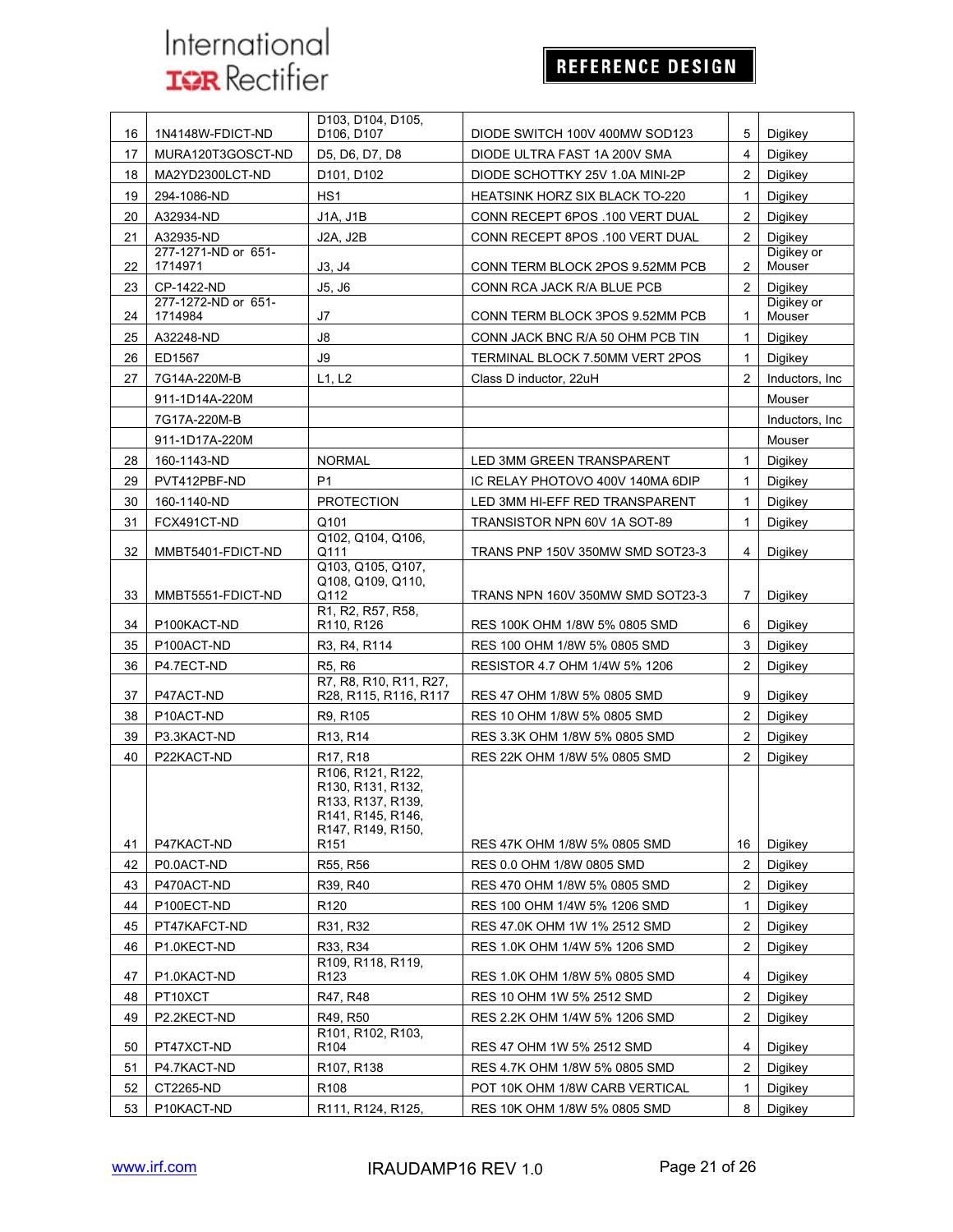| 16 | 1N4148W-FDICT-ND | D103, D104, D105, D106, D107 | DIODE SWITCH 100V 400MW SOD123 | 5 | Digikey |
|---|---|---|---|---|---|
| 17 | MURA120T3GOSCT-ND | D5, D6, D7, D8 | DIODE ULTRA FAST 1A 200V SMA | 4 | Digikey |
| 18 | MA2YD2300LCT-ND | D101, D102 | DIODE SCHOTTKY 25V 1.0A MINI-2P | 2 | Digikey |
| 19 | 294-1086-ND | HS1 | HEATSINK HORZ SIX BLACK TO-220 | 1 | Digikey |
| 20 | A32934-ND | J1A, J1B | CONN RECEPT 6POS .100 VERT DUAL | 2 | Digikey |
| 21 | A32935-ND | J2A, J2B | CONN RECEPT 8POS .100 VERT DUAL | 2 | Digikey |
| 22 | 277-1271-ND or 651-1714971 | J3, J4 | CONN TERM BLOCK 2POS 9.52MM PCB | 2 | Digikey or Mouser |
| 23 | CP-1422-ND | J5, J6 | CONN RCA JACK R/A BLUE PCB | 2 | Digikey |
| 24 | 277-1272-ND or 651-1714984 | J7 | CONN TERM BLOCK 3POS 9.52MM PCB | 1 | Digikey or Mouser |
| 25 | A32248-ND | J8 | CONN JACK BNC R/A 50 OHM PCB TIN | 1 | Digikey |
| 26 | ED1567 | J9 | TERMINAL BLOCK 7.50MM VERT 2POS | 1 | Digikey |
| 27 | 7G14A-220M-B | L1, L2 | Class D inductor, 22uH | 2 | Inductors, Inc |
| | 911-1D14A-220M | | | | Mouser |
| | 7G17A-220M-B | | | | Inductors, Inc |
| | 911-1D17A-220M | | | | Mouser |
| 28 | 160-1143-ND | NORMAL | LED 3MM GREEN TRANSPARENT | 1 | Digikey |
| 29 | PVT412PBF-ND | P1 | IC RELAY PHOTOVO 400V 140MA 6DIP | 1 | Digikey |
| 30 | 160-1140-ND | PROTECTION | LED 3MM HI-EFF RED TRANSPARENT | 1 | Digikey |
| 31 | FCX491CT-ND | Q101 | TRANSISTOR NPN 60V 1A SOT-89 | 1 | Digikey |
| 32 | MMBT5401-FDICT-ND | Q102, Q104, Q106, Q111 | TRANS PNP 150V 350MW SMD SOT23-3 | 4 | Digikey |
| 33 | MMBT5551-FDICT-ND | Q103, Q105, Q107, Q108, Q109, Q110, Q112 | TRANS NPN 160V 350MW SMD SOT23-3 | 7 | Digikey |
| 34 | P100KACT-ND | R1, R2, R57, R58, R110, R126 | RES 100K OHM 1/8W 5% 0805 SMD | 6 | Digikey |
| 35 | P100ACT-ND | R3, R4, R114 | RES 100 OHM 1/8W 5% 0805 SMD | 3 | Digikey |
| 36 | P4.7ECT-ND | R5, R6 | RESISTOR 4.7 OHM 1/4W 5% 1206 | 2 | Digikey |
| 37 | P47ACT-ND | R7, R8, R10, R11, R27, R28, R115, R116, R117 | RES 47 OHM 1/8W 5% 0805 SMD | 9 | Digikey |
| 38 | P10ACT-ND | R9, R105 | RES 10 OHM 1/8W 5% 0805 SMD | 2 | Digikey |
| 39 | P3.3KACT-ND | R13, R14 | RES 3.3K OHM 1/8W 5% 0805 SMD | 2 | Digikey |
| 40 | P22KACT-ND | R17, R18 | RES 22K OHM 1/8W 5% 0805 SMD | 2 | Digikey |
| 41 | P47KACT-ND | R106, R121, R122, R130, R131, R132, R133, R137, R139, R141, R145, R146, R147, R149, R150, R151 | RES 47K OHM 1/8W 5% 0805 SMD | 16 | Digikey |
| 42 | P0.0ACT-ND | R55, R56 | RES 0.0 OHM 1/8W 0805 SMD | 2 | Digikey |
| 43 | P470ACT-ND | R39, R40 | RES 470 OHM 1/8W 5% 0805 SMD | 2 | Digikey |
| 44 | P100ECT-ND | R120 | RES 100 OHM 1/4W 5% 1206 SMD | 1 | Digikey |
| 45 | PT47KAFCT-ND | R31, R32 | RES 47.0K OHM 1W 1% 2512 SMD | 2 | Digikey |
| 46 | P1.0KECT-ND | R33, R34 | RES 1.0K OHM 1/4W 5% 1206 SMD | 2 | Digikey |
| 47 | P1.0KACT-ND | R109, R118, R119, R123 | RES 1.0K OHM 1/8W 5% 0805 SMD | 4 | Digikey |
| 48 | PT10XCT | R47, R48 | RES 10 OHM 1W 5% 2512 SMD | 2 | Digikey |
| 49 | P2.2KECT-ND | R49, R50 | RES 2.2K OHM 1/4W 5% 1206 SMD | 2 | Digikey |
| 50 | PT47XCT-ND | R101, R102, R103, R104 | RES 47 OHM 1W 5% 2512 SMD | 4 | Digikey |
| 51 | P4.7KACT-ND | R107, R138 | RES 4.7K OHM 1/8W 5% 0805 SMD | 2 | Digikey |
| 52 | CT2265-ND | R108 | POT 10K OHM 1/8W CARB VERTICAL | 1 | Digikey |
| 53 | P10KACT-ND | R111, R124, R125, | RES 10K OHM 1/8W 5% 0805 SMD | 8 | Digikey |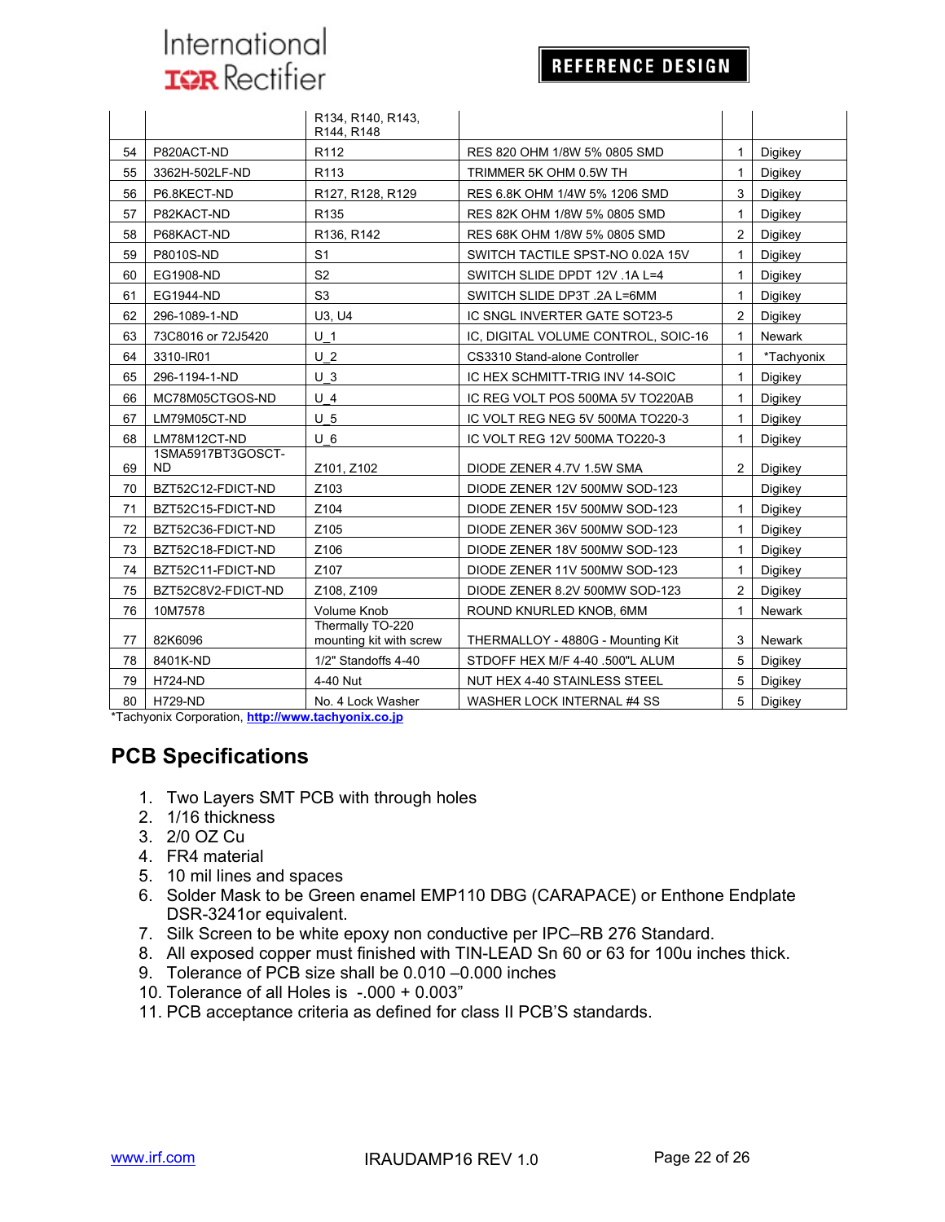|  |  | R134, R140, R143, R144, R148 |  |  |  |
|---|---|---|---|---|---|
| 54 | P820ACT-ND | R112 | RES 820 OHM 1/8W 5% 0805 SMD | 1 | Digikey |
| 55 | 3362H-502LF-ND | R113 | TRIMMER 5K OHM 0.5W TH | 1 | Digikey |
| 56 | P6.8KECT-ND | R127, R128, R129 | RES 6.8K OHM 1/4W 5% 1206 SMD | 3 | Digikey |
| 57 | P82KACT-ND | R135 | RES 82K OHM 1/8W 5% 0805 SMD | 1 | Digikey |
| 58 | P68KACT-ND | R136, R142 | RES 68K OHM 1/8W 5% 0805 SMD | 2 | Digikey |
| 59 | P8010S-ND | S1 | SWITCH TACTILE SPST-NO 0.02A 15V | 1 | Digikey |
| 60 | EG1908-ND | S2 | SWITCH SLIDE DPDT 12V .1A L=4 | 1 | Digikey |
| 61 | EG1944-ND | S3 | SWITCH SLIDE DP3T .2A L=6MM | 1 | Digikey |
| 62 | 296-1089-1-ND | U3, U4 | IC SNGL INVERTER GATE SOT23-5 | 2 | Digikey |
| 63 | 73C8016 or 72J5420 | U_1 | IC, DIGITAL VOLUME CONTROL, SOIC-16 | 1 | Newark |
| 64 | 3310-IR01 | U_2 | CS3310 Stand-alone Controller | 1 | *Tachyonix |
| 65 | 296-1194-1-ND | U_3 | IC HEX SCHMITT-TRIG INV 14-SOIC | 1 | Digikey |
| 66 | MC78M05CTGOS-ND | U_4 | IC REG VOLT POS 500MA 5V TO220AB | 1 | Digikey |
| 67 | LM79M05CT-ND | U_5 | IC VOLT REG NEG 5V 500MA TO220-3 | 1 | Digikey |
| 68 | LM78M12CT-ND | U_6 | IC VOLT REG 12V 500MA TO220-3 | 1 | Digikey |
| 69 | 1SMA5917BT3GOSCT-ND | Z101, Z102 | DIODE ZENER 4.7V 1.5W SMA | 2 | Digikey |
| 70 | BZT52C12-FDICT-ND | Z103 | DIODE ZENER 12V 500MW SOD-123 |  | Digikey |
| 71 | BZT52C15-FDICT-ND | Z104 | DIODE ZENER 15V 500MW SOD-123 | 1 | Digikey |
| 72 | BZT52C36-FDICT-ND | Z105 | DIODE ZENER 36V 500MW SOD-123 | 1 | Digikey |
| 73 | BZT52C18-FDICT-ND | Z106 | DIODE ZENER 18V 500MW SOD-123 | 1 | Digikey |
| 74 | BZT52C11-FDICT-ND | Z107 | DIODE ZENER 11V 500MW SOD-123 | 1 | Digikey |
| 75 | BZT52C8V2-FDICT-ND | Z108, Z109 | DIODE ZENER 8.2V 500MW SOD-123 | 2 | Digikey |
| 76 | 10M7578 | Volume Knob | ROUND KNURLED KNOB, 6MM | 1 | Newark |
| 77 | 82K6096 | Thermally TO-220 mounting kit with screw | THERMALLOY - 4880G - Mounting Kit | 3 | Newark |
| 78 | 8401K-ND | 1/2" Standoffs 4-40 | STDOFF HEX M/F 4-40 .500"L ALUM | 5 | Digikey |
| 79 | H724-ND | 4-40 Nut | NUT HEX 4-40 STAINLESS STEEL | 5 | Digikey |
| 80 | H729-ND | No. 4 Lock Washer | WASHER LOCK INTERNAL #4 SS | 5 | Digikey |

*Tachyonix Corporation, http://www.tachyonix.co.jp

## PCB Specifications

1. Two Layers SMT PCB with through holes
2. 1/16 thickness
3. 2/0 OZ Cu
4. FR4 material
5. 10 mil lines and spaces
6. Solder Mask to be Green enamel EMP110 DBG (CARAPACE) or Enthone Endplate DSR-3241or equivalent.
7. Silk Screen to be white epoxy non conductive per IPC–RB 276 Standard.
8. All exposed copper must finished with TIN-LEAD Sn 60 or 63 for 100u inches thick.
9. Tolerance of PCB size shall be 0.010 –0.000 inches
10. Tolerance of all Holes is -.000 + 0.003"
11. PCB acceptance criteria as defined for class II PCB'S standards.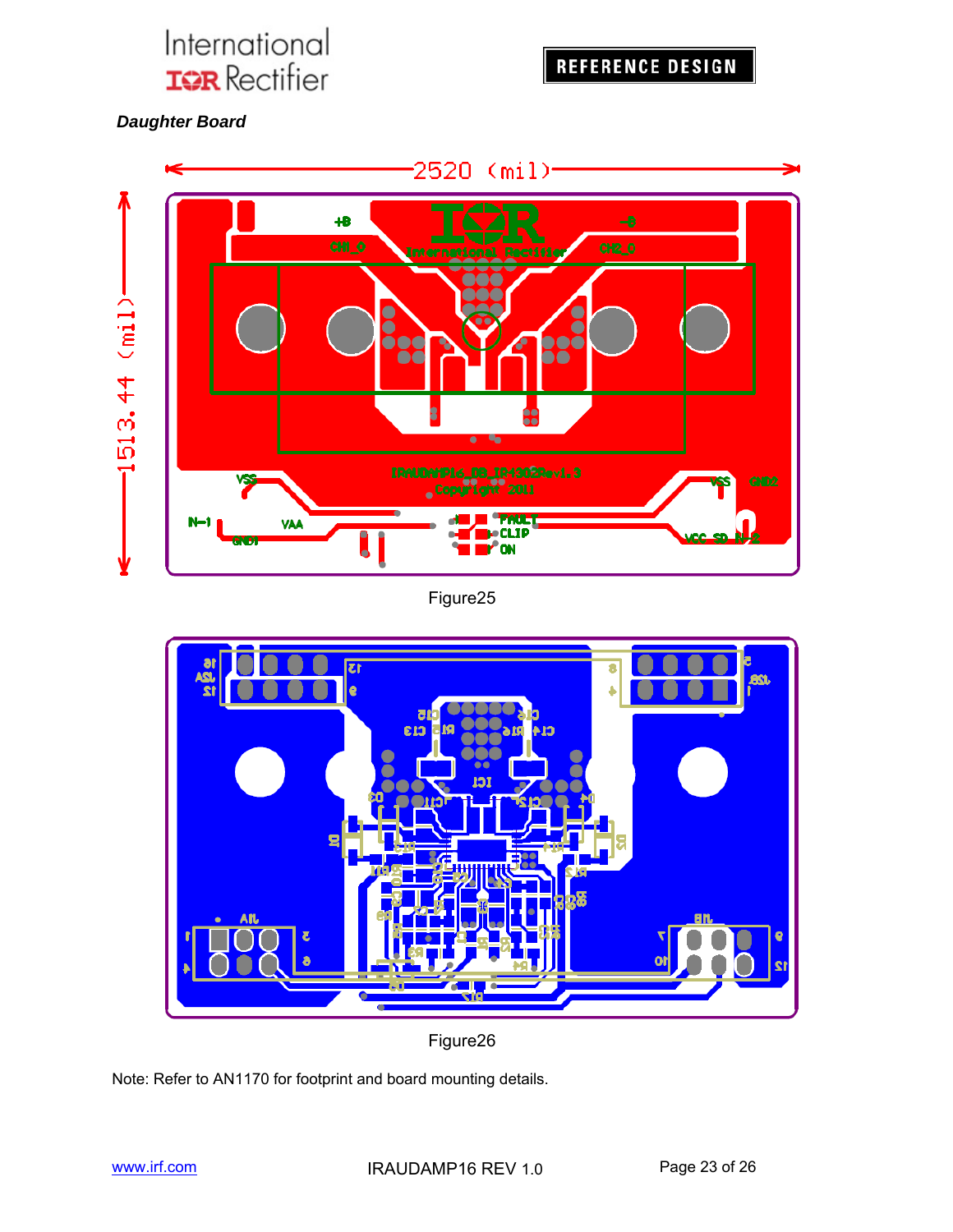***Daughter Board***

Figure25

Figure26

Note: Refer to AN1170 for footprint and board mounting details.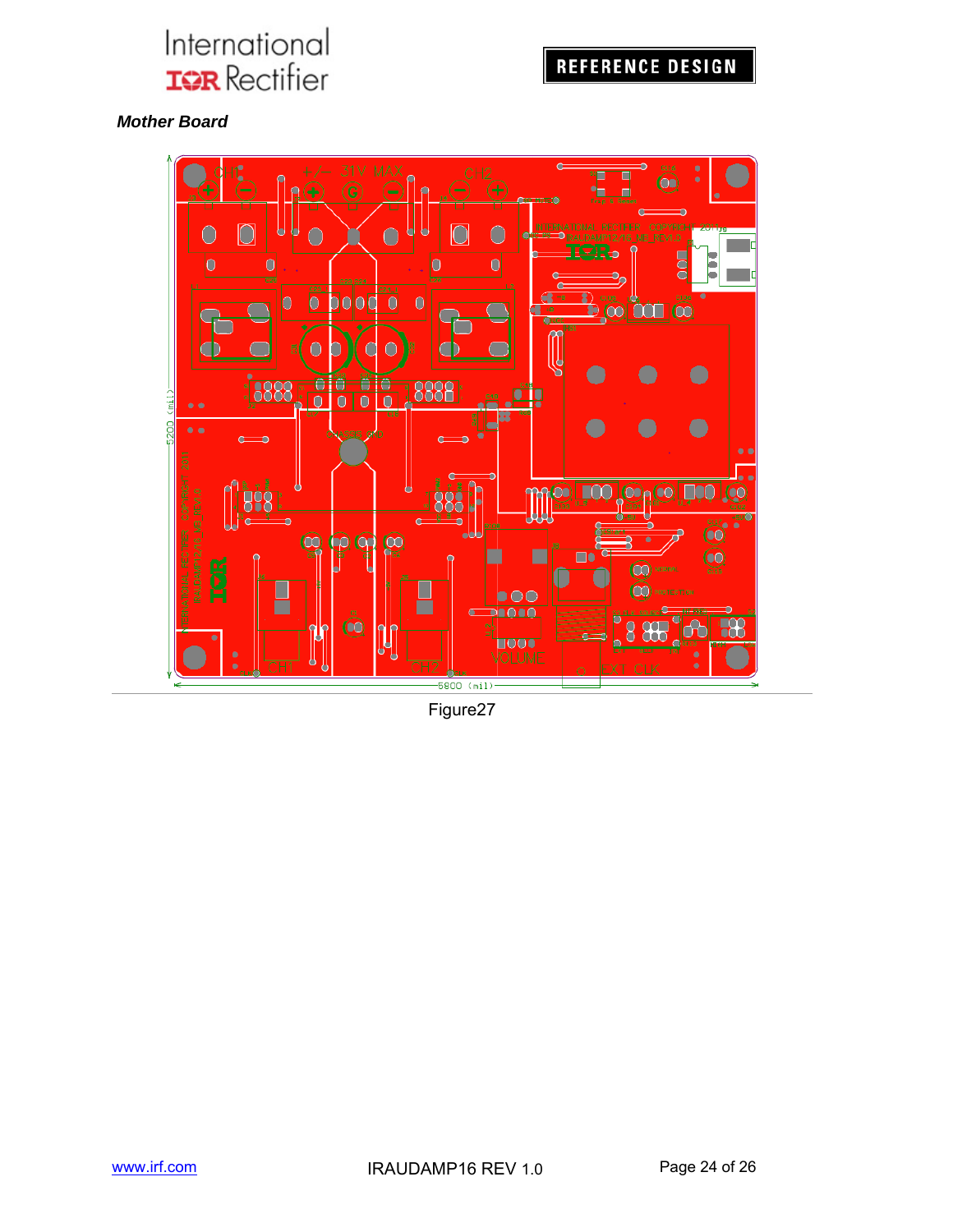*Mother Board*

Figure27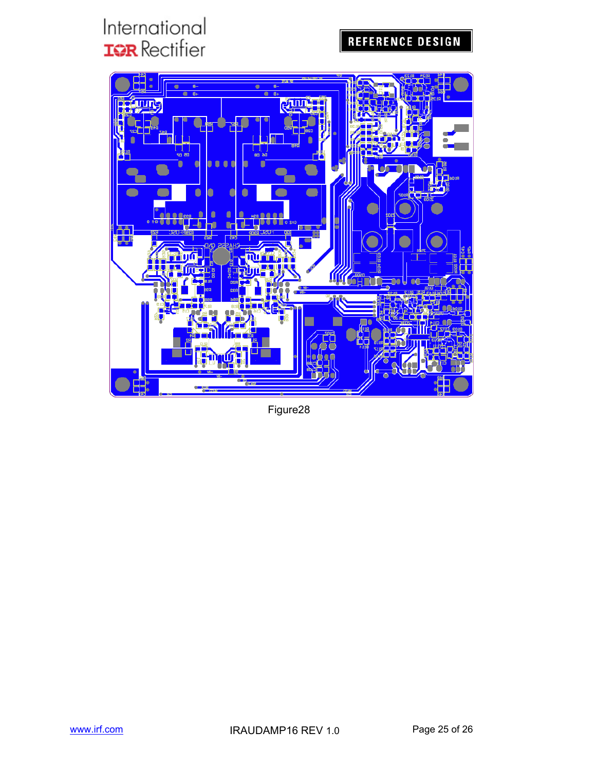Figure28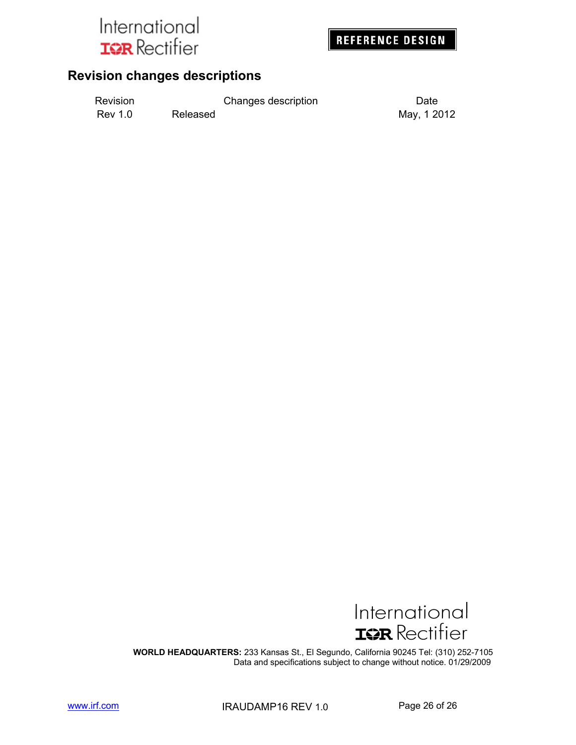## Revision changes descriptions

| Revision | Changes description | Date |
|---|---|---|
| Rev 1.0 | Released | May, 1 2012 |

**WORLD HEADQUARTERS:** 233 Kansas St., El Segundo, California 90245 Tel: (310) 252-7105
Data and specifications subject to change without notice. 01/29/2009